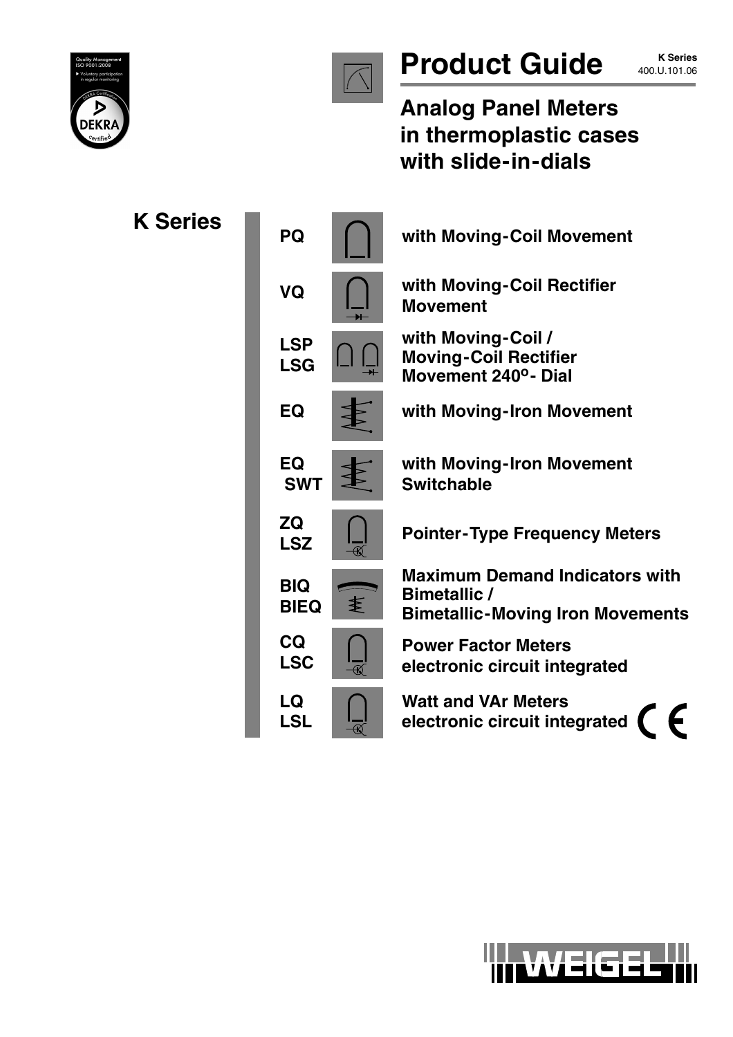# Product Guide

K Series
400.U.101.06

## Analog Panel Meters in thermoplastic cases with slide-in-dials

## K Series

| Type | Description |
| --- | --- |
| PQ | with Moving-Coil Movement |
| VQ | with Moving-Coil Rectifier Movement |
| LSP<br>LSG | with Moving-Coil / Moving-Coil Rectifier Movement 240°- Dial |
| EQ | with Moving-Iron Movement |
| EQ<br>SWT | with Moving-Iron Movement Switchable |
| ZQ<br>LSZ | Pointer-Type Frequency Meters |
| BIQ<br>BIEQ | Maximum Demand Indicators with Bimetallic / Bimetallic-Moving Iron Movements |
| CQ<br>LSC | Power Factor Meters electronic circuit integrated |
| LQ<br>LSL | Watt and VAr Meters electronic circuit integrated |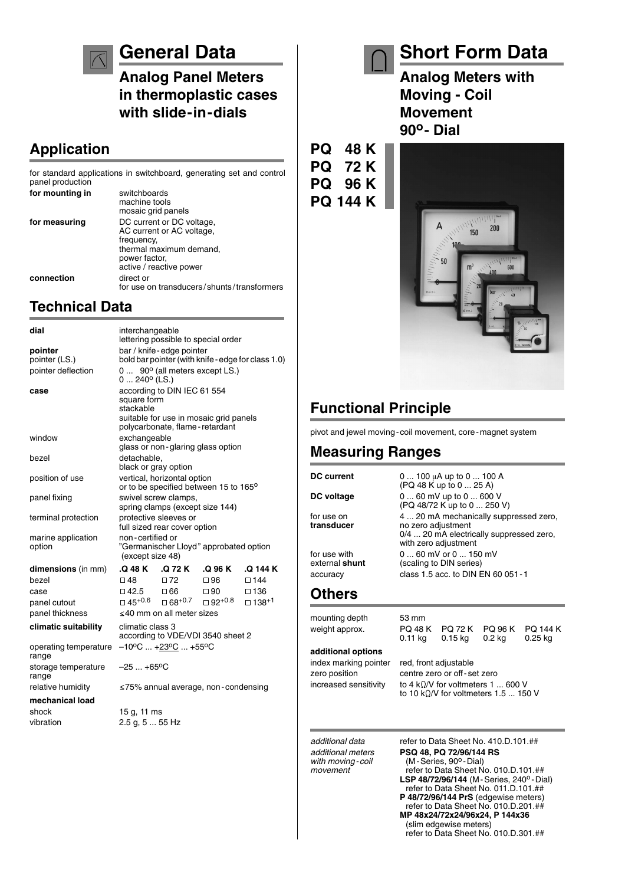# General Data

## Analog Panel Meters in thermoplastic cases with slide-in-dials

## Application

for standard applications in switchboard, generating set and control panel production

| | |
|---|---|
| **for mounting in** | switchboards<br>machine tools<br>mosaic grid panels |
| **for measuring** | DC current or DC voltage,<br>AC current or AC voltage,<br>frequency,<br>thermal maximum demand,<br>power factor,<br>active / reactive power |
| **connection** | direct or<br>for use on transducers / shunts / transformers |

## Technical Data

| | |
|---|---|
| **dial** | interchangeable<br>lettering possible to special order |
| **pointer**<br>pointer (LS.) | bar / knife-edge pointer<br>bold bar pointer (with knife-edge for class 1.0) |
| pointer deflection | 0 ... 90° (all meters except LS.)<br>0 ... 240° (LS.) |
| **case** | according to DIN IEC 61 554<br>square form<br>stackable<br>suitable for use in mosaic grid panels<br>polycarbonate, flame-retardant |
| window | exchangeable<br>glass or non-glaring glass option |
| bezel | detachable,<br>black or gray option |
| position of use | vertical, horizontal option<br>or to be specified between 15 to 165° |
| panel fixing | swivel screw clamps,<br>spring clamps (except size 144) |
| terminal protection | protective sleeves or<br>full sized rear cover option |
| marine application option | non-certified or<br>"Germanischer Lloyd" approbated option<br>(except size 48) |

| **dimensions** (in mm) | **.Q 48 K** | **.Q 72 K** | **.Q 96 K** | **.Q 144 K** |
|---|---|---|---|---|
| bezel | □ 48 | □ 72 | □ 96 | □ 144 |
| case | □ 42.5 | □ 66 | □ 90 | □ 136 |
| panel cutout | □ $45^{+0.6}$ | □ $68^{+0.7}$ | □ $92^{+0.8}$ | □ $138^{+1}$ |
| panel thickness | ≤40 mm on all meter sizes | | | |

| | |
|---|---|
| **climatic suitability** | climatic class 3<br>according to VDE/VDI 3540 sheet 2 |
| operating temperature range | –10°C ... +23°C ... +55°C |
| storage temperature range | –25 ... +65°C |
| relative humidity | ≤75% annual average, non-condensing |
| **mechanical load** | |
| shock | 15 g, 11 ms |
| vibration | 2.5 g, 5 ... 55 Hz |

# Short Form Data

## Analog Meters with Moving - Coil Movement 90°- Dial

**PQ 48 K**
**PQ 72 K**
**PQ 96 K**
**PQ 144 K**

## Functional Principle

pivot and jewel moving-coil movement, core-magnet system

## Measuring Ranges

| | |
|---|---|
| **DC current** | 0 ... 100 µA up to 0 ... 100 A<br>(PQ 48 K up to 0 ... 25 A) |
| **DC voltage** | 0 ... 60 mV up to 0 ... 600 V<br>(PQ 48/72 K up to 0 ... 250 V) |
| for use on **transducer** | 4 ... 20 mA mechanically suppressed zero, no zero adjustment<br>0/4 ... 20 mA electrically suppressed zero, with zero adjustment |
| for use with external **shunt** | 0 ... 60 mV or 0 ... 150 mV<br>(scaling to DIN series) |
| accuracy | class 1.5 acc. to DIN EN 60 051-1 |

## Others

| | | | | |
|---|---|---|---|---|
| mounting depth | 53 mm | | | |
| weight approx. | PQ 48 K<br>0.11 kg | PQ 72 K<br>0.15 kg | PQ 96 K<br>0.2 kg | PQ 144 K<br>0.25 kg |

**additional options**

| | |
|---|---|
| index marking pointer | red, front adjustable |
| zero position | centre zero or off-set zero |
| increased sensitivity | to 4 kΩ/V for voltmeters 1 ... 600 V<br>to 10 kΩ/V for voltmeters 1.5 ... 150 V |

| | |
|---|---|
| *additional data* | refer to Data Sheet No. 410.D.101.## |
| *additional meters with moving-coil movement* | **PSQ 48, PQ 72/96/144 RS**<br>(M-Series, 90°-Dial)<br>refer to Data Sheet No. 010.D.101.##<br>**LSP 48/72/96/144** (M-Series, 240°-Dial)<br>refer to Data Sheet No. 011.D.101.##<br>**P 48/72/96/144 PrS** (edgewise meters)<br>refer to Data Sheet No. 010.D.201.##<br>**MP 48x24/72x24/96x24, P 144x36**<br>(slim edgewise meters)<br>refer to Data Sheet No. 010.D.301.## |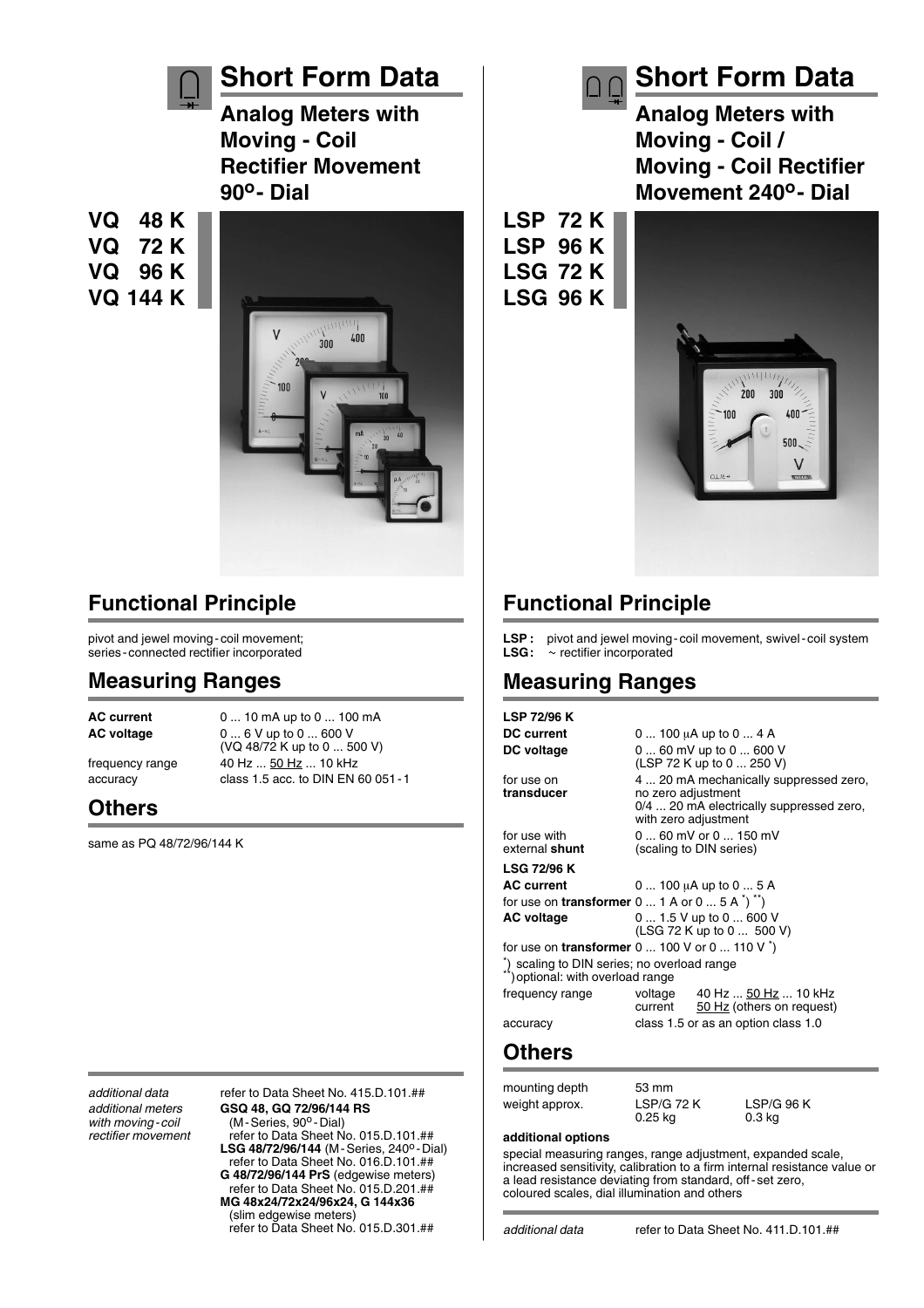# Short Form Data

## Analog Meters with Moving - Coil Rectifier Movement 90°- Dial

**VQ 48 K**
**VQ 72 K**
**VQ 96 K**
**VQ 144 K**

## Functional Principle

pivot and jewel moving-coil movement; series-connected rectifier incorporated

## Measuring Ranges

| | |
|---|---|
| **AC current** | 0 ... 10 mA up to 0 ... 100 mA |
| **AC voltage** | 0 ... 6 V up to 0 ... 600 V (VQ 48/72 K up to 0 ... 500 V) |
| frequency range | 40 Hz ... 50 Hz ... 10 kHz |
| accuracy | class 1.5 acc. to DIN EN 60 051-1 |

## Others

same as PQ 48/72/96/144 K

| | |
|---|---|
| *additional data* | refer to Data Sheet No. 415.D.101.## |
| *additional meters with moving-coil rectifier movement* | **GSQ 48, GQ 72/96/144 RS** (M-Series, 90°-Dial) refer to Data Sheet No. 015.D.101.## <br> **LSG 48/72/96/144** (M-Series, 240°-Dial) refer to Data Sheet No. 016.D.101.## <br> **G 48/72/96/144 PrS** (edgewise meters) refer to Data Sheet No. 015.D.201.## <br> **MG 48x24/72x24/96x24, G 144x36** (slim edgewise meters) refer to Data Sheet No. 015.D.301.## |

# Short Form Data

## Analog Meters with Moving - Coil / Moving - Coil Rectifier Movement 240°- Dial

**LSP 72 K**
**LSP 96 K**
**LSG 72 K**
**LSG 96 K**

## Functional Principle

**LSP :** pivot and jewel moving-coil movement, swivel-coil system
**LSG:** ~ rectifier incorporated

## Measuring Ranges

**LSP 72/96 K**

| | |
|---|---|
| **DC current** | 0 ... 100 µA up to 0 ... 4 A |
| **DC voltage** | 0 ... 60 mV up to 0 ... 600 V (LSP 72 K up to 0 ... 250 V) |
| for use on **transducer** | 4 ... 20 mA mechanically suppressed zero, no zero adjustment <br> 0/4 ... 20 mA electrically suppressed zero, with zero adjustment |
| for use with external **shunt** | 0 ... 60 mV or 0 ... 150 mV (scaling to DIN series) |

**LSG 72/96 K**

| | |
|---|---|
| **AC current** | 0 ... 100 µA up to 0 ... 5 A |
| for use on **transformer** | 0 ... 1 A or 0 ... 5 A *) **) |
| **AC voltage** | 0 ... 1.5 V up to 0 ... 600 V (LSG 72 K up to 0 ... 500 V) |
| for use on **transformer** | 0 ... 100 V or 0 ... 110 V *) |

*) scaling to DIN series; no overload range
**) optional: with overload range

| | | |
|---|---|---|
| frequency range | voltage | 40 Hz ... 50 Hz ... 10 kHz |
| | current | 50 Hz (others on request) |
| accuracy | class 1.5 or as an option class 1.0 | |

## Others

| | | |
|---|---|---|
| mounting depth | 53 mm | |
| weight approx. | LSP/G 72 K<br>0.25 kg | LSP/G 96 K<br>0.3 kg |

**additional options**

special measuring ranges, range adjustment, expanded scale, increased sensitivity, calibration to a firm internal resistance value or a lead resistance deviating from standard, off-set zero, coloured scales, dial illumination and others

*additional data* refer to Data Sheet No. 411.D.101.##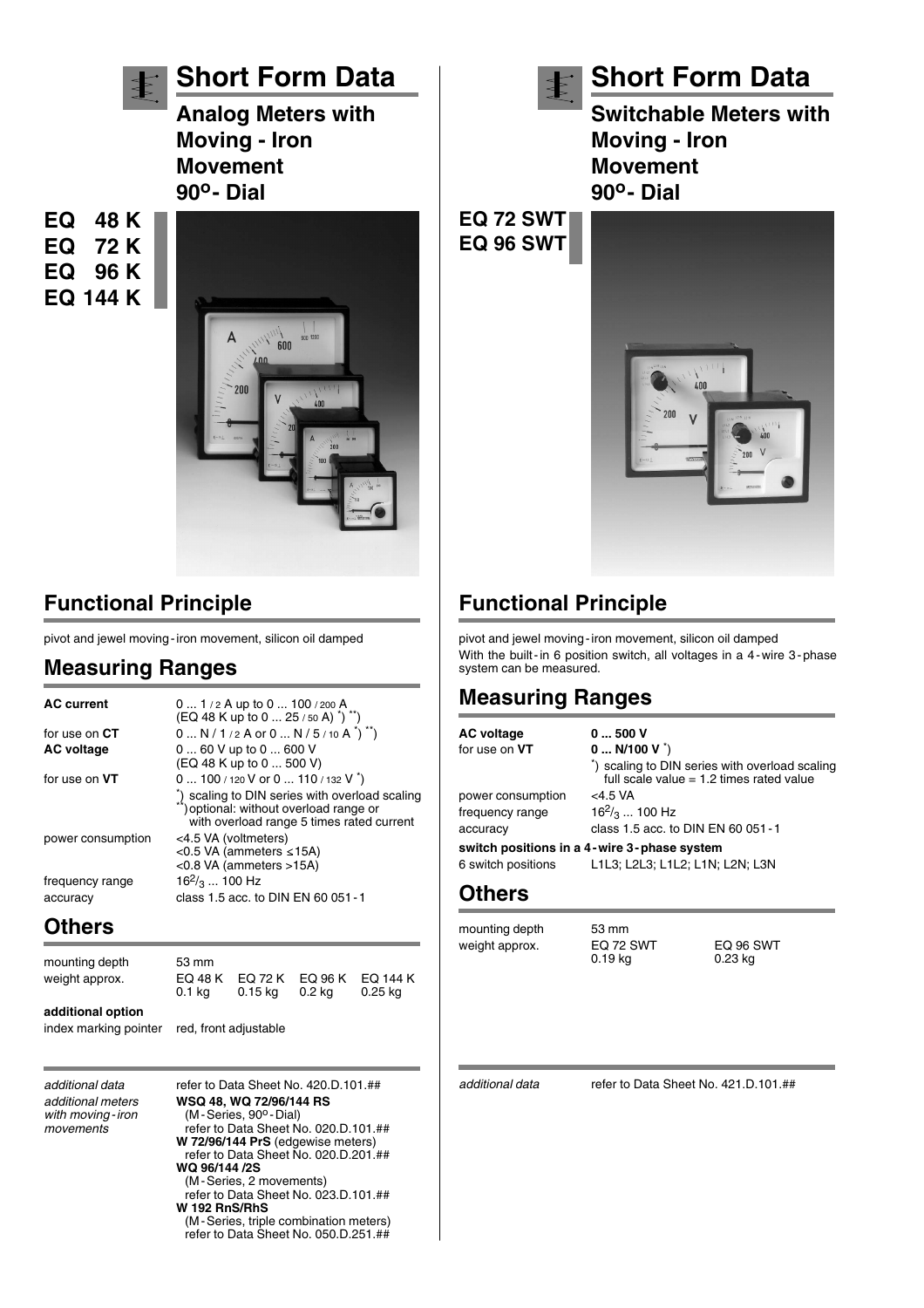# Short Form Data

## Analog Meters with Moving - Iron Movement 90°- Dial

**EQ 48 K**
**EQ 72 K**
**EQ 96 K**
**EQ 144 K**

## Functional Principle

pivot and jewel moving-iron movement, silicon oil damped

## Measuring Ranges

| | |
|---|---|
| **AC current** | 0 ... 1 / 2 A up to 0 ... 100 / 200 A (EQ 48 K up to 0 ... 25 / 50 A) *) **) |
| for use on **CT** | 0 ... N / 1 / 2 A or 0 ... N / 5 / 10 A *) **) |
| **AC voltage** | 0 ... 60 V up to 0 ... 600 V (EQ 48 K up to 0 ... 500 V) |
| for use on **VT** | 0 ... 100 / 120 V or 0 ... 110 / 132 V *) |
| | *) scaling to DIN series with overload scaling<br>**) optional: without overload range or with overload range 5 times rated current |
| power consumption | <4.5 VA (voltmeters)<br><0.5 VA (ammeters ≤15A)<br><0.8 VA (ammeters >15A) |
| frequency range | $16^2/_3$ ... 100 Hz |
| accuracy | class 1.5 acc. to DIN EN 60 051-1 |

## Others

| | | | | |
|---|---|---|---|---|
| mounting depth | 53 mm | | | |
| weight approx. | EQ 48 K<br>0.1 kg | EQ 72 K<br>0.15 kg | EQ 96 K<br>0.2 kg | EQ 144 K<br>0.25 kg |

**additional option**

index marking pointer — red, front adjustable

*additional data* — refer to Data Sheet No. 420.D.101.##

*additional meters with moving-iron movements*

- **WSQ 48, WQ 72/96/144 RS** (M-Series, 90°-Dial) refer to Data Sheet No. 020.D.101.##
- **W 72/96/144 PrS** (edgewise meters) refer to Data Sheet No. 020.D.201.##
- **WQ 96/144 /2S** (M-Series, 2 movements) refer to Data Sheet No. 023.D.101.##
- **W 192 RnS/RhS** (M-Series, triple combination meters) refer to Data Sheet No. 050.D.251.##

# Short Form Data

## Switchable Meters with Moving - Iron Movement 90°- Dial

**EQ 72 SWT**
**EQ 96 SWT**

## Functional Principle

pivot and jewel moving-iron movement, silicon oil damped
With the built-in 6 position switch, all voltages in a 4-wire 3-phase system can be measured.

## Measuring Ranges

| | |
|---|---|
| **AC voltage** | **0 ... 500 V** |
| for use on **VT** | **0 ... N/100 V** *) |
| | *) scaling to DIN series with overload scaling full scale value = 1.2 times rated value |
| power consumption | <4.5 VA |
| frequency range | $16^2/_3$ ... 100 Hz |
| accuracy | class 1.5 acc. to DIN EN 60 051-1 |

**switch positions in a 4-wire 3-phase system**

6 switch positions — L1L3; L2L3; L1L2; L1N; L2N; L3N

## Others

| | | |
|---|---|---|
| mounting depth | 53 mm | |
| weight approx. | EQ 72 SWT<br>0.19 kg | EQ 96 SWT<br>0.23 kg |

*additional data* — refer to Data Sheet No. 421.D.101.##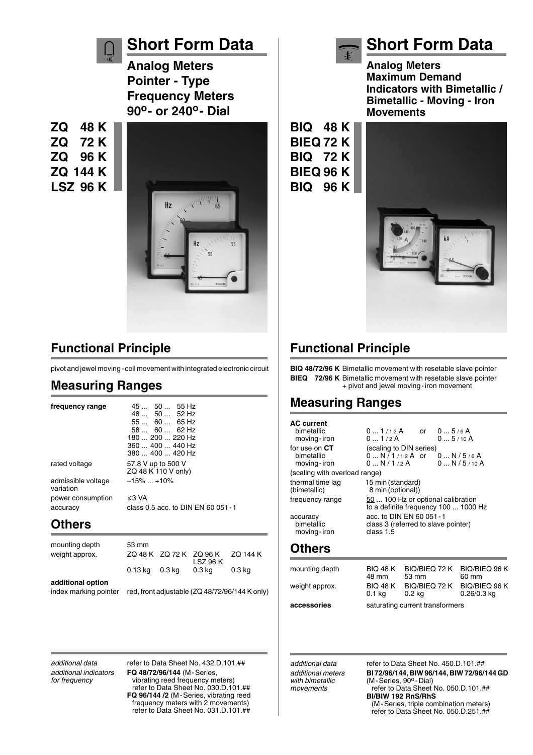# Short Form Data

## Analog Meters Pointer - Type Frequency Meters 90°- or 240°- Dial

**ZQ 48 K**
**ZQ 72 K**
**ZQ 96 K**
**ZQ 144 K**
**LSZ 96 K**

## Functional Principle

pivot and jewel moving - coil movement with integrated electronic circuit

## Measuring Ranges

| | |
|---|---|
| **frequency range** | 45 ... 50 ... 55 Hz<br>48 ... 50 ... 52 Hz<br>55 ... 60 ... 65 Hz<br>58 ... 60 ... 62 Hz<br>180 ... 200 ... 220 Hz<br>360 ... 400 ... 440 Hz<br>380 ... 400 ... 420 Hz |
| rated voltage | 57.8 V up to 500 V<br>ZQ 48 K 110 V only) |
| admissible voltage variation | –15% ... +10% |
| power consumption | ≤3 VA |
| accuracy | class 0.5 acc. to DIN EN 60 051 - 1 |

## Others

| | | | | |
|---|---|---|---|---|
| mounting depth | 53 mm | | | |
| weight approx. | ZQ 48 K | ZQ 72 K | ZQ 96 K<br>LSZ 96 K | ZQ 144 K |
| | 0.13 kg | 0.3 kg | 0.3 kg | 0.3 kg |

**additional option**

index marking pointer — red, front adjustable (ZQ 48/72/96/144 K only)

*additional data* — refer to Data Sheet No. 432.D.101.##

*additional indicators for frequency* — **FQ 48/72/96/144** (M - Series, vibrating reed frequency meters) refer to Data Sheet No. 030.D.101.##
**FQ 96/144 /2** (M - Series, vibrating reed frequency meters with 2 movements) refer to Data Sheet No. 031.D.101.##

# Short Form Data

## Analog Meters Maximum Demand Indicators with Bimetallic / Bimetallic - Moving - Iron Movements

**BIQ 48 K**
**BIEQ 72 K**
**BIQ 72 K**
**BIEQ 96 K**
**BIQ 96 K**

## Functional Principle

**BIQ 48/72/96 K** Bimetallic movement with resetable slave pointer
**BIEQ 72/96 K** Bimetallic movement with resetable slave pointer + pivot and jewel moving - iron movement

## Measuring Ranges

| | | | |
|---|---|---|---|
| **AC current** | | | |
| bimetallic | 0 ... 1 / 1.2 A | or | 0 ... 5 / 6 A |
| moving - iron | 0 ... 1 / 2 A | | 0 ... 5 / 10 A |
| for use on **CT** | (scaling to DIN series) | | |
| bimetallic | 0 ... N / 1 / 1.2 A | or | 0 ... N / 5 / 6 A |
| moving - iron | 0 ... N / 1 / 2 A | | 0 ... N / 5 / 10 A |
| (scaling with overload range) | | | |
| thermal time lag (bimetallic) | 15 min (standard)<br>8 min (optional)) | | |
| frequency range | 50 ... 100 Hz or optional calibration to a definite frequency 100 ... 1000 Hz | | |
| accuracy | acc. to DIN EN 60 051 - 1 | | |
| bimetallic | class 3 (referred to slave pointer) | | |
| moving - iron | class 1.5 | | |

## Others

| | | | |
|---|---|---|---|
| mounting depth | BIQ 48 K<br>48 mm | BIQ/BIEQ 72 K<br>53 mm | BIQ/BIEQ 96 K<br>60 mm |
| weight approx. | BIQ 48 K<br>0.1 kg | BIQ/BIEQ 72 K<br>0.2 kg | BIQ/BIEQ 96 K<br>0.26/0.3 kg |
| **accessories** | saturating current transformers | | |

*additional data* — refer to Data Sheet No. 450.D.101.##

*additional meters with bimetallic movements* — **BI 72/96/144, BIW 96/144, BIW 72/96/144 GD** (M - Series, 90° - Dial) refer to Data Sheet No. 050.D.101.##
**BI/BIW 192 RnS/RhS** (M - Series, triple combination meters) refer to Data Sheet No. 050.D.251.##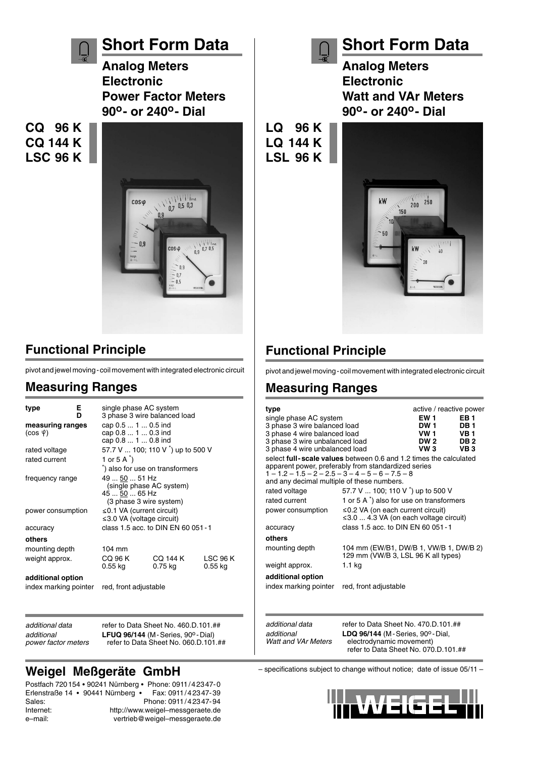# Short Form Data

## Analog Meters
## Electronic
## Power Factor Meters
## 90°- or 240°- Dial

**CQ 96 K**
**CQ 144 K**
**LSC 96 K**

## Functional Principle

pivot and jewel moving - coil movement with integrated electronic circuit

## Measuring Ranges

| | | | | |
|---|---|---|---|---|
| **type** | **E** | single phase AC system | | |
| | **D** | 3 phase 3 wire balanced load | | |
| **measuring ranges** (cos φ) | | cap 0.5 ... 1 ... 0.5 ind<br>cap 0.8 ... 1 ... 0.3 ind<br>cap 0.8 ... 1 ... 0.8 ind | | |
| rated voltage | | 57.7 V ... 100; 110 V *) up to 500 V | | |
| rated current | | 1 or 5 A *)<br>*) also for use on transformers | | |
| frequency range | | 49 ... 50 ... 51 Hz (single phase AC system)<br>45 ... 50 ... 65 Hz (3 phase 3 wire system) | | |
| power consumption | | ≤0.1 VA (current circuit)<br>≤3.0 VA (voltage circuit) | | |
| accuracy | | class 1.5 acc. to DIN EN 60 051 - 1 | | |
| **others** | | | | |
| mounting depth | | 104 mm | | |
| weight approx. | | CQ 96 K<br>0.55 kg | CQ 144 K<br>0.75 kg | LSC 96 K<br>0.55 kg |
| **additional option** | | | | |
| index marking pointer | | red, front adjustable | | |

*additional data* — refer to Data Sheet No. 460.D.101.##

*additional power factor meters* — **LFUQ 96/144** (M - Series, 90° - Dial) refer to Data Sheet No. 060.D.101.##

# Short Form Data

## Analog Meters
## Electronic
## Watt and VAr Meters
## 90°- or 240°- Dial

**LQ 96 K**
**LQ 144 K**
**LSL 96 K**

## Functional Principle

pivot and jewel moving - coil movement with integrated electronic circuit

## Measuring Ranges

| **type** | active / reactive power | |
|---|---|---|
| single phase AC system | **EW 1** | **EB 1** |
| 3 phase 3 wire balanced load | **DW 1** | **DB 1** |
| 3 phase 4 wire balanced load | **VW 1** | **VB 1** |
| 3 phase 3 wire unbalanced load | **DW 2** | **DB 2** |
| 3 phase 4 wire unbalanced load | **VW 3** | **VB 3** |

select **full - scale values** between 0.6 and 1.2 times the calculated apparent power, preferably from standardized series 1 – 1.2 – 1.5 – 2 – 2.5 – 3 – 4 – 5 – 6 – 7.5 – 8 and any decimal multiple of these numbers.

| | |
|---|---|
| rated voltage | 57.7 V ... 100; 110 V *) up to 500 V |
| rated current | 1 or 5 A *) also for use on transformers |
| power consumption | ≤0.2 VA (on each current circuit)<br>≤3.0 ... 4.3 VA (on each voltage circuit) |
| accuracy | class 1.5 acc. to DIN EN 60 051 - 1 |
| **others** | |
| mounting depth | 104 mm (EW/B1, DW/B 1, VW/B 1, DW/B 2)<br>129 mm (VW/B 3, LSL 96 K all types) |
| weight approx. | 1.1 kg |
| **additional option** | |
| index marking pointer | red, front adjustable |

*additional data* — refer to Data Sheet No. 470.D.101.##

*additional Watt and VAr Meters* — **LDQ 96/144** (M - Series, 90° - Dial, electrodynamic movement) refer to Data Sheet No. 070.D.101.##

## Weigel Meßgeräte GmbH

Postfach 720 154 • 90241 Nürnberg • Phone: 0911 / 4 23 47 - 0
Erlenstraße 14 • 90441 Nürnberg • Fax: 0911 / 4 23 47 - 39
Sales: Phone: 0911 / 4 23 47 - 94
Internet: http://www.weigel–messgeraete.de
e–mail: vertrieb@weigel–messgeraete.de

– specifications subject to change without notice; date of issue 05/11 –

WEIGEL